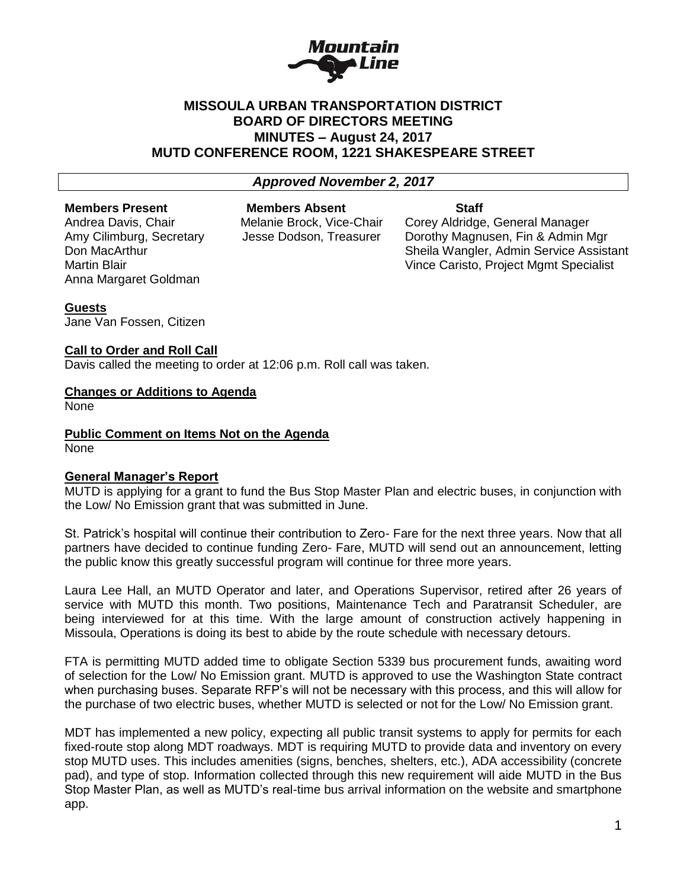# MISSOULA URBAN TRANSPORTATION DISTRICT
# BOARD OF DIRECTORS MEETING
# MINUTES – August 24, 2017
# MUTD CONFERENCE ROOM, 1221 SHAKESPEARE STREET

***Approved November 2, 2017***

| **Members Present** | **Members Absent** | **Staff** |
|---|---|---|
| Andrea Davis, Chair | Melanie Brock, Vice-Chair | Corey Aldridge, General Manager |
| Amy Cilimburg, Secretary | Jesse Dodson, Treasurer | Dorothy Magnusen, Fin & Admin Mgr |
| Don MacArthur | | Sheila Wangler, Admin Service Assistant |
| Martin Blair | | Vince Caristo, Project Mgmt Specialist |
| Anna Margaret Goldman | | |

**Guests**

Jane Van Fossen, Citizen

**Call to Order and Roll Call**

Davis called the meeting to order at 12:06 p.m. Roll call was taken.

**Changes or Additions to Agenda**

None

**Public Comment on Items Not on the Agenda**

None

**General Manager's Report**

MUTD is applying for a grant to fund the Bus Stop Master Plan and electric buses, in conjunction with the Low/ No Emission grant that was submitted in June.

St. Patrick's hospital will continue their contribution to Zero- Fare for the next three years. Now that all partners have decided to continue funding Zero- Fare, MUTD will send out an announcement, letting the public know this greatly successful program will continue for three more years.

Laura Lee Hall, an MUTD Operator and later, and Operations Supervisor, retired after 26 years of service with MUTD this month. Two positions, Maintenance Tech and Paratransit Scheduler, are being interviewed for at this time. With the large amount of construction actively happening in Missoula, Operations is doing its best to abide by the route schedule with necessary detours.

FTA is permitting MUTD added time to obligate Section 5339 bus procurement funds, awaiting word of selection for the Low/ No Emission grant. MUTD is approved to use the Washington State contract when purchasing buses. Separate RFP's will not be necessary with this process, and this will allow for the purchase of two electric buses, whether MUTD is selected or not for the Low/ No Emission grant.

MDT has implemented a new policy, expecting all public transit systems to apply for permits for each fixed-route stop along MDT roadways. MDT is requiring MUTD to provide data and inventory on every stop MUTD uses. This includes amenities (signs, benches, shelters, etc.), ADA accessibility (concrete pad), and type of stop. Information collected through this new requirement will aide MUTD in the Bus Stop Master Plan, as well as MUTD's real-time bus arrival information on the website and smartphone app.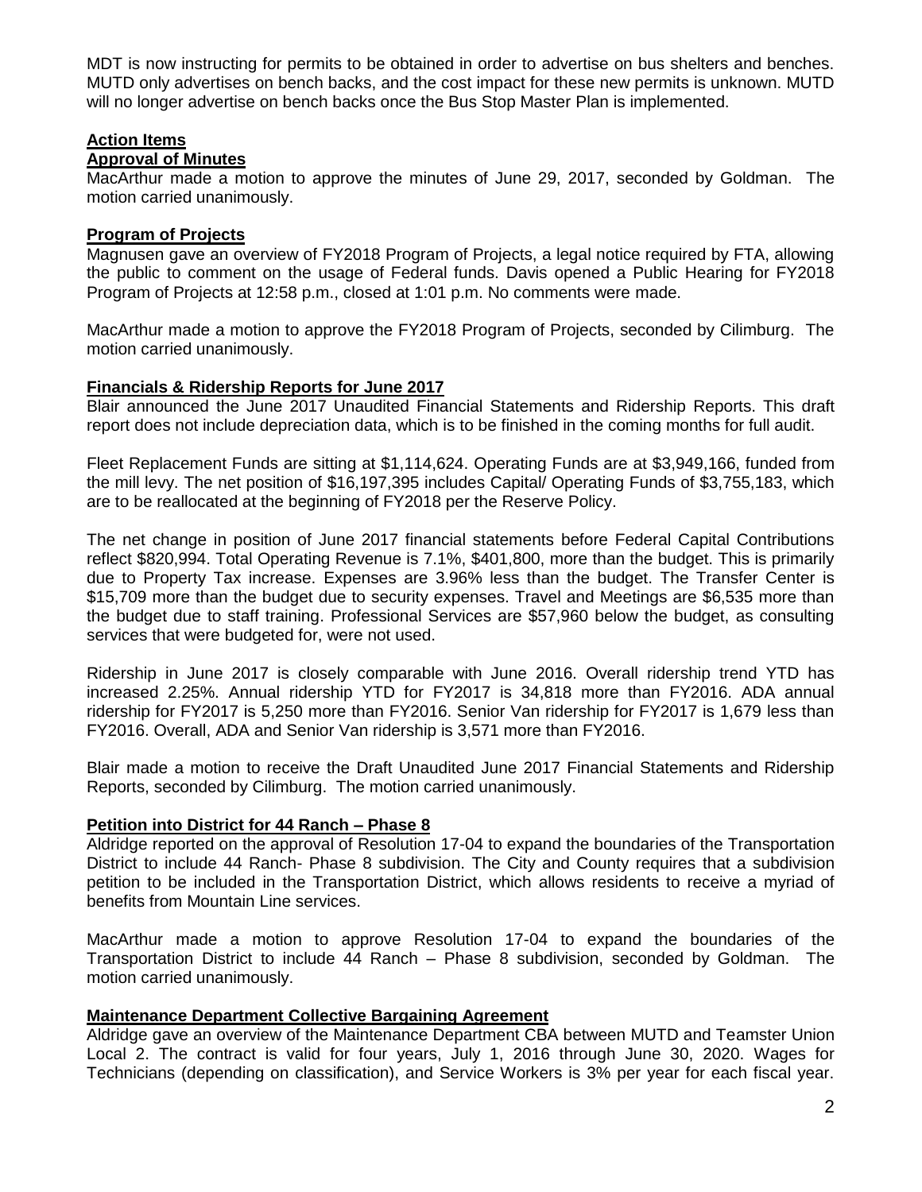MDT is now instructing for permits to be obtained in order to advertise on bus shelters and benches. MUTD only advertises on bench backs, and the cost impact for these new permits is unknown. MUTD will no longer advertise on bench backs once the Bus Stop Master Plan is implemented.

## Action Items

### Approval of Minutes

MacArthur made a motion to approve the minutes of June 29, 2017, seconded by Goldman. The motion carried unanimously.

### Program of Projects

Magnusen gave an overview of FY2018 Program of Projects, a legal notice required by FTA, allowing the public to comment on the usage of Federal funds. Davis opened a Public Hearing for FY2018 Program of Projects at 12:58 p.m., closed at 1:01 p.m. No comments were made.

MacArthur made a motion to approve the FY2018 Program of Projects, seconded by Cilimburg. The motion carried unanimously.

### Financials & Ridership Reports for June 2017

Blair announced the June 2017 Unaudited Financial Statements and Ridership Reports. This draft report does not include depreciation data, which is to be finished in the coming months for full audit.

Fleet Replacement Funds are sitting at $1,114,624. Operating Funds are at $3,949,166, funded from the mill levy. The net position of $16,197,395 includes Capital/ Operating Funds of $3,755,183, which are to be reallocated at the beginning of FY2018 per the Reserve Policy.

The net change in position of June 2017 financial statements before Federal Capital Contributions reflect $820,994. Total Operating Revenue is 7.1%, $401,800, more than the budget. This is primarily due to Property Tax increase. Expenses are 3.96% less than the budget. The Transfer Center is $15,709 more than the budget due to security expenses. Travel and Meetings are $6,535 more than the budget due to staff training. Professional Services are $57,960 below the budget, as consulting services that were budgeted for, were not used.

Ridership in June 2017 is closely comparable with June 2016. Overall ridership trend YTD has increased 2.25%. Annual ridership YTD for FY2017 is 34,818 more than FY2016. ADA annual ridership for FY2017 is 5,250 more than FY2016. Senior Van ridership for FY2017 is 1,679 less than FY2016. Overall, ADA and Senior Van ridership is 3,571 more than FY2016.

Blair made a motion to receive the Draft Unaudited June 2017 Financial Statements and Ridership Reports, seconded by Cilimburg. The motion carried unanimously.

### Petition into District for 44 Ranch – Phase 8

Aldridge reported on the approval of Resolution 17-04 to expand the boundaries of the Transportation District to include 44 Ranch- Phase 8 subdivision. The City and County requires that a subdivision petition to be included in the Transportation District, which allows residents to receive a myriad of benefits from Mountain Line services.

MacArthur made a motion to approve Resolution 17-04 to expand the boundaries of the Transportation District to include 44 Ranch – Phase 8 subdivision, seconded by Goldman. The motion carried unanimously.

### Maintenance Department Collective Bargaining Agreement

Aldridge gave an overview of the Maintenance Department CBA between MUTD and Teamster Union Local 2. The contract is valid for four years, July 1, 2016 through June 30, 2020. Wages for Technicians (depending on classification), and Service Workers is 3% per year for each fiscal year.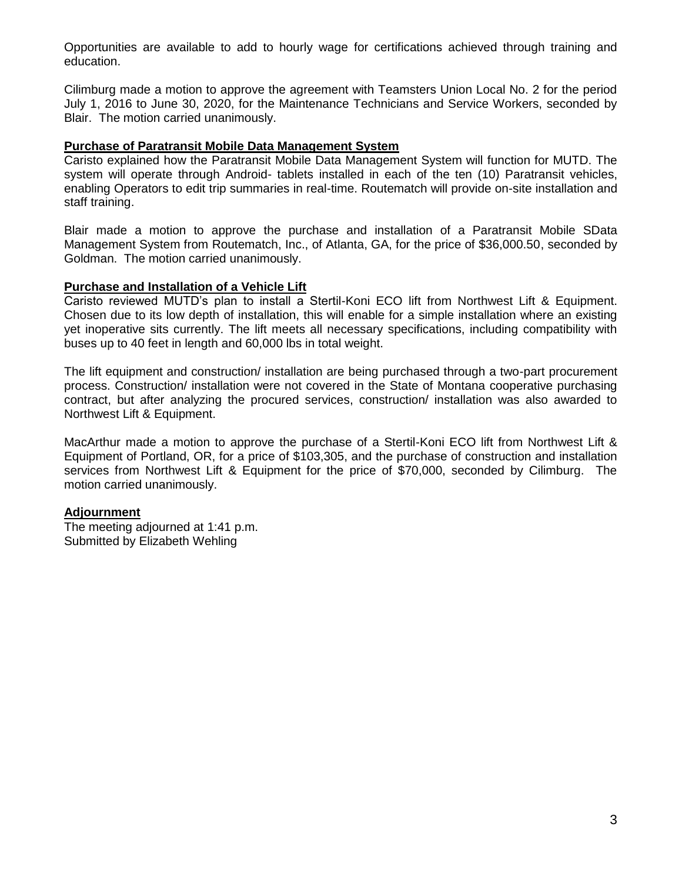Opportunities are available to add to hourly wage for certifications achieved through training and education.

Cilimburg made a motion to approve the agreement with Teamsters Union Local No. 2 for the period July 1, 2016 to June 30, 2020, for the Maintenance Technicians and Service Workers, seconded by Blair. The motion carried unanimously.

**Purchase of Paratransit Mobile Data Management System**

Caristo explained how the Paratransit Mobile Data Management System will function for MUTD. The system will operate through Android- tablets installed in each of the ten (10) Paratransit vehicles, enabling Operators to edit trip summaries in real-time. Routematch will provide on-site installation and staff training.

Blair made a motion to approve the purchase and installation of a Paratransit Mobile SData Management System from Routematch, Inc., of Atlanta, GA, for the price of $36,000.50, seconded by Goldman. The motion carried unanimously.

**Purchase and Installation of a Vehicle Lift**

Caristo reviewed MUTD's plan to install a Stertil-Koni ECO lift from Northwest Lift & Equipment. Chosen due to its low depth of installation, this will enable for a simple installation where an existing yet inoperative sits currently. The lift meets all necessary specifications, including compatibility with buses up to 40 feet in length and 60,000 lbs in total weight.

The lift equipment and construction/ installation are being purchased through a two-part procurement process. Construction/ installation were not covered in the State of Montana cooperative purchasing contract, but after analyzing the procured services, construction/ installation was also awarded to Northwest Lift & Equipment.

MacArthur made a motion to approve the purchase of a Stertil-Koni ECO lift from Northwest Lift & Equipment of Portland, OR, for a price of $103,305, and the purchase of construction and installation services from Northwest Lift & Equipment for the price of $70,000, seconded by Cilimburg. The motion carried unanimously.

**Adjournment**

The meeting adjourned at 1:41 p.m.
Submitted by Elizabeth Wehling